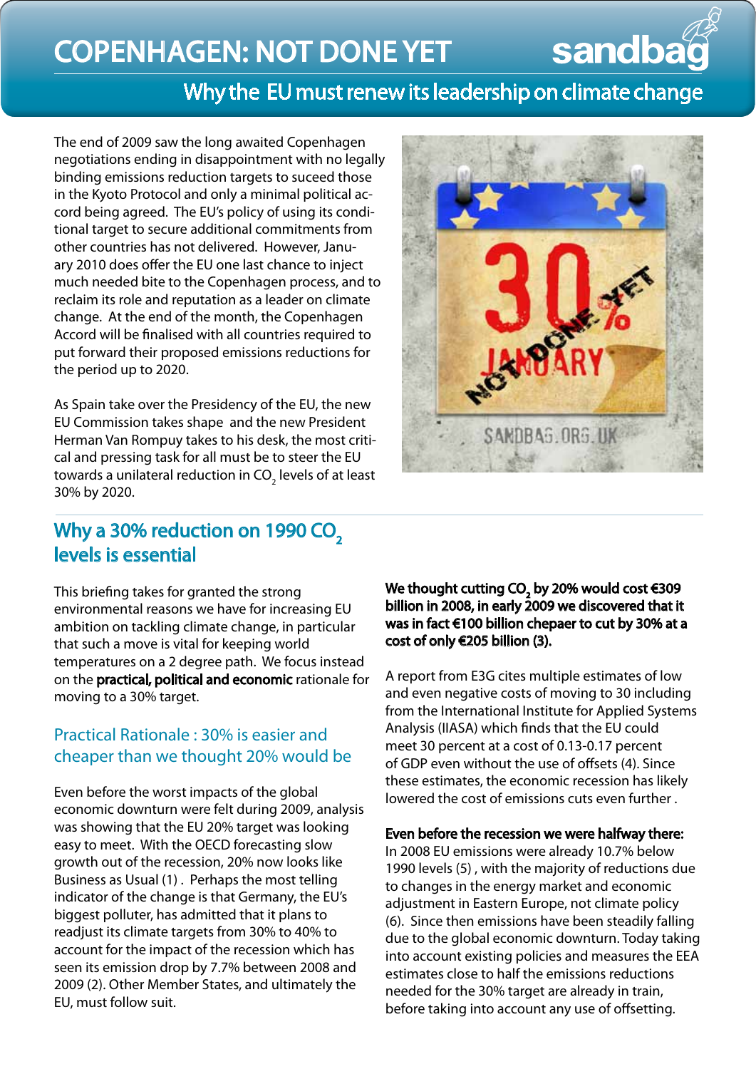# COPENHAGEN: NOT DONE YET

## Why the EU must renew its leadership on climate change

The end of 2009 saw the long awaited Copenhagen negotiations ending in disappointment with no legally binding emissions reduction targets to suceed those in the Kyoto Protocol and only a minimal political accord being agreed. The EU's policy of using its conditional target to secure additional commitments from other countries has not delivered. However, January 2010 does offer the EU one last chance to inject much needed bite to the Copenhagen process, and to reclaim its role and reputation as a leader on climate change. At the end of the month, the Copenhagen Accord will be finalised with all countries required to put forward their proposed emissions reductions for the period up to 2020.

As Spain take over the Presidency of the EU, the new EU Commission takes shape and the new President Herman Van Rompuy takes to his desk, the most critical and pressing task for all must be to steer the EU towards a unilateral reduction in $CO_2$ levels of at least 30% by 2020.

## Why a 30% reduction on 1990 $CO_2$ levels is essential

This briefing takes for granted the strong environmental reasons we have for increasing EU ambition on tackling climate change, in particular that such a move is vital for keeping world temperatures on a 2 degree path. We focus instead on the **practical, political and economic** rationale for moving to a 30% target.

### Practical Rationale : 30% is easier and cheaper than we thought 20% would be

Even before the worst impacts of the global economic downturn were felt during 2009, analysis was showing that the EU 20% target was looking easy to meet. With the OECD forecasting slow growth out of the recession, 20% now looks like Business as Usual (1) . Perhaps the most telling indicator of the change is that Germany, the EU's biggest polluter, has admitted that it plans to readjust its climate targets from 30% to 40% to account for the impact of the recession which has seen its emission drop by 7.7% between 2008 and 2009 (2). Other Member States, and ultimately the EU, must follow suit.

**We thought cutting $CO_2$ by 20% would cost €309 billion in 2008, in early 2009 we discovered that it was in fact €100 billion chepaer to cut by 30% at a cost of only €205 billion (3).**

A report from E3G cites multiple estimates of low and even negative costs of moving to 30 including from the International Institute for Applied Systems Analysis (IIASA) which finds that the EU could meet 30 percent at a cost of 0.13-0.17 percent of GDP even without the use of offsets (4). Since these estimates, the economic recession has likely lowered the cost of emissions cuts even further .

**Even before the recession we were halfway there:** In 2008 EU emissions were already 10.7% below 1990 levels (5) , with the majority of reductions due to changes in the energy market and economic adjustment in Eastern Europe, not climate policy (6). Since then emissions have been steadily falling due to the global economic downturn. Today taking into account existing policies and measures the EEA estimates close to half the emissions reductions needed for the 30% target are already in train, before taking into account any use of offsetting.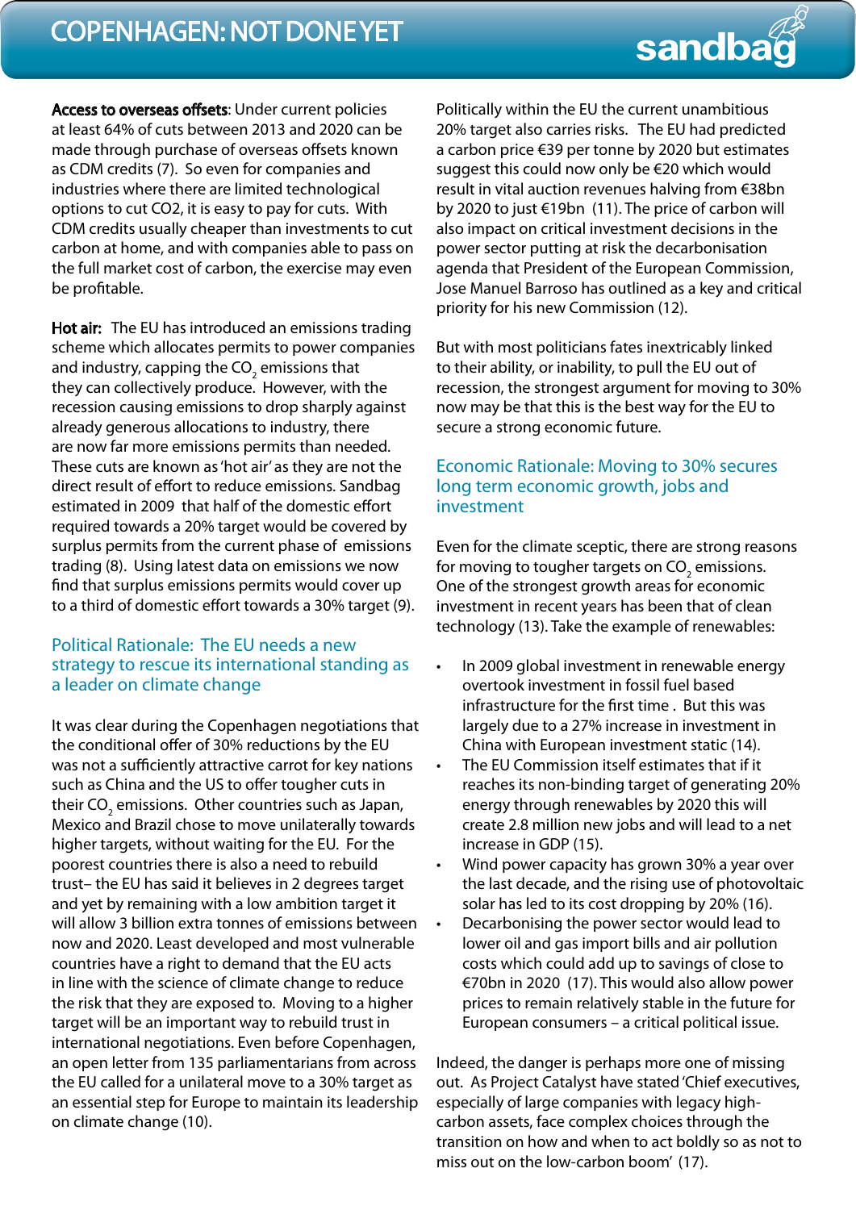**Access to overseas offsets**: Under current policies at least 64% of cuts between 2013 and 2020 can be made through purchase of overseas offsets known as CDM credits (7). So even for companies and industries where there are limited technological options to cut CO2, it is easy to pay for cuts. With CDM credits usually cheaper than investments to cut carbon at home, and with companies able to pass on the full market cost of carbon, the exercise may even be profitable.

**Hot air:** The EU has introduced an emissions trading scheme which allocates permits to power companies and industry, capping the $CO_2$ emissions that they can collectively produce. However, with the recession causing emissions to drop sharply against already generous allocations to industry, there are now far more emissions permits than needed. These cuts are known as 'hot air' as they are not the direct result of effort to reduce emissions. Sandbag estimated in 2009 that half of the domestic effort required towards a 20% target would be covered by surplus permits from the current phase of emissions trading (8). Using latest data on emissions we now find that surplus emissions permits would cover up to a third of domestic effort towards a 30% target (9).

## Political Rationale: The EU needs a new strategy to rescue its international standing as a leader on climate change

It was clear during the Copenhagen negotiations that the conditional offer of 30% reductions by the EU was not a sufficiently attractive carrot for key nations such as China and the US to offer tougher cuts in their $CO_2$ emissions. Other countries such as Japan, Mexico and Brazil chose to move unilaterally towards higher targets, without waiting for the EU. For the poorest countries there is also a need to rebuild trust– the EU has said it believes in 2 degrees target and yet by remaining with a low ambition target it will allow 3 billion extra tonnes of emissions between now and 2020. Least developed and most vulnerable countries have a right to demand that the EU acts in line with the science of climate change to reduce the risk that they are exposed to. Moving to a higher target will be an important way to rebuild trust in international negotiations. Even before Copenhagen, an open letter from 135 parliamentarians from across the EU called for a unilateral move to a 30% target as an essential step for Europe to maintain its leadership on climate change (10).

Politically within the EU the current unambitious 20% target also carries risks. The EU had predicted a carbon price €39 per tonne by 2020 but estimates suggest this could now only be €20 which would result in vital auction revenues halving from €38bn by 2020 to just €19bn (11). The price of carbon will also impact on critical investment decisions in the power sector putting at risk the decarbonisation agenda that President of the European Commission, Jose Manuel Barroso has outlined as a key and critical priority for his new Commission (12).

But with most politicians fates inextricably linked to their ability, or inability, to pull the EU out of recession, the strongest argument for moving to 30% now may be that this is the best way for the EU to secure a strong economic future.

## Economic Rationale: Moving to 30% secures long term economic growth, jobs and investment

Even for the climate sceptic, there are strong reasons for moving to tougher targets on $CO_2$ emissions. One of the strongest growth areas for economic investment in recent years has been that of clean technology (13). Take the example of renewables:

- In 2009 global investment in renewable energy overtook investment in fossil fuel based infrastructure for the first time . But this was largely due to a 27% increase in investment in China with European investment static (14).
- The EU Commission itself estimates that if it reaches its non-binding target of generating 20% energy through renewables by 2020 this will create 2.8 million new jobs and will lead to a net increase in GDP (15).
- Wind power capacity has grown 30% a year over the last decade, and the rising use of photovoltaic solar has led to its cost dropping by 20% (16).
- Decarbonising the power sector would lead to lower oil and gas import bills and air pollution costs which could add up to savings of close to €70bn in 2020 (17). This would also allow power prices to remain relatively stable in the future for European consumers – a critical political issue.

Indeed, the danger is perhaps more one of missing out. As Project Catalyst have stated 'Chief executives, especially of large companies with legacy high-carbon assets, face complex choices through the transition on how and when to act boldly so as not to miss out on the low-carbon boom' (17).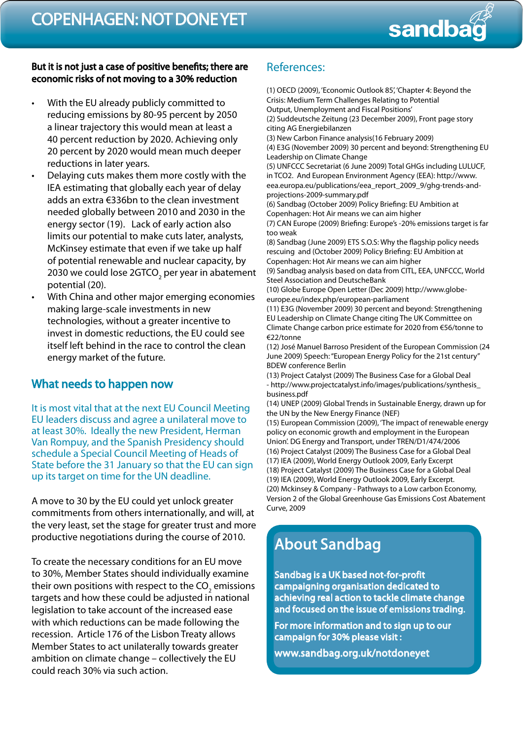**But it is not just a case of positive benefits; there are economic risks of not moving to a 30% reduction**

- With the EU already publicly committed to reducing emissions by 80-95 percent by 2050 a linear trajectory this would mean at least a 40 percent reduction by 2020. Achieving only 20 percent by 2020 would mean much deeper reductions in later years.
- Delaying cuts makes them more costly with the IEA estimating that globally each year of delay adds an extra €336bn to the clean investment needed globally between 2010 and 2030 in the energy sector (19). Lack of early action also limits our potential to make cuts later, analysts, McKinsey estimate that even if we take up half of potential renewable and nuclear capacity, by 2030 we could lose 2GT$CO_2$ per year in abatement potential (20).
- With China and other major emerging economies making large-scale investments in new technologies, without a greater incentive to invest in domestic reductions, the EU could see itself left behind in the race to control the clean energy market of the future.

## What needs to happen now

It is most vital that at the next EU Council Meeting EU leaders discuss and agree a unilateral move to at least 30%. Ideally the new President, Herman Van Rompuy, and the Spanish Presidency should schedule a Special Council Meeting of Heads of State before the 31 January so that the EU can sign up its target on time for the UN deadline.

A move to 30 by the EU could yet unlock greater commitments from others internationally, and will, at the very least, set the stage for greater trust and more productive negotiations during the course of 2010.

To create the necessary conditions for an EU move to 30%, Member States should individually examine their own positions with respect to the $CO_2$ emissions targets and how these could be adjusted in national legislation to take account of the increased ease with which reductions can be made following the recession. Article 176 of the Lisbon Treaty allows Member States to act unilaterally towards greater ambition on climate change – collectively the EU could reach 30% via such action.

## References:

(1) OECD (2009), 'Economic Outlook 85', 'Chapter 4: Beyond the Crisis: Medium Term Challenges Relating to Potential Output, Unemployment and Fiscal Positions'
(2) Suddeutsche Zeitung (23 December 2009), Front page story citing AG Energiebilanzen
(3) New Carbon Finance analysis(16 February 2009)
(4) E3G (November 2009) 30 percent and beyond: Strengthening EU Leadership on Climate Change
(5) UNFCCC Secretariat (6 June 2009) Total GHGs including LULUCF, in TCO2. And European Environment Agency (EEA): http://www.eea.europa.eu/publications/eea_report_2009_9/ghg-trends-and-projections-2009-summary.pdf
(6) Sandbag (October 2009) Policy Briefing: EU Ambition at Copenhagen: Hot Air means we can aim higher
(7) CAN Europe (2009) Briefing: Europe's -20% emissions target is far too weak
(8) Sandbag (June 2009) ETS S.O.S: Why the flagship policy needs rescuing and (October 2009) Policy Briefing: EU Ambition at Copenhagen: Hot Air means we can aim higher
(9) Sandbag analysis based on data from CITL, EEA, UNFCCC, World Steel Association and DeutscheBank
(10) Globe Europe Open Letter (Dec 2009) http://www.globe-europe.eu/index.php/european-parliament
(11) E3G (November 2009) 30 percent and beyond: Strengthening EU Leadership on Climate Change citing The UK Committee on Climate Change carbon price estimate for 2020 from €56/tonne to €22/tonne
(12) José Manuel Barroso President of the European Commission (24 June 2009) Speech: "European Energy Policy for the 21st century" BDEW conference Berlin
(13) Project Catalyst (2009) The Business Case for a Global Deal - http://www.projectcatalyst.info/images/publications/synthesis_business.pdf
(14) UNEP (2009) Global Trends in Sustainable Energy, drawn up for the UN by the New Energy Finance (NEF)
(15) European Commission (2009), 'The impact of renewable energy policy on economic growth and employment in the European Union'. DG Energy and Transport, under TREN/D1/474/2006
(16) Project Catalyst (2009) The Business Case for a Global Deal
(17) IEA (2009), World Energy Outlook 2009, Early Excerpt
(18) Project Catalyst (2009) The Business Case for a Global Deal
(19) IEA (2009), World Energy Outlook 2009, Early Excerpt.
(20) Mckinsey & Company - Pathways to a Low carbon Economy, Version 2 of the Global Greenhouse Gas Emissions Cost Abatement Curve, 2009

## About Sandbag

**Sandbag is a UK based not-for-profit campaigning organisation dedicated to achieving real action to tackle climate change and focused on the issue of emissions trading.**

**For more information and to sign up to our campaign for 30% please visit :**

**www.sandbag.org.uk/notdoneyet**